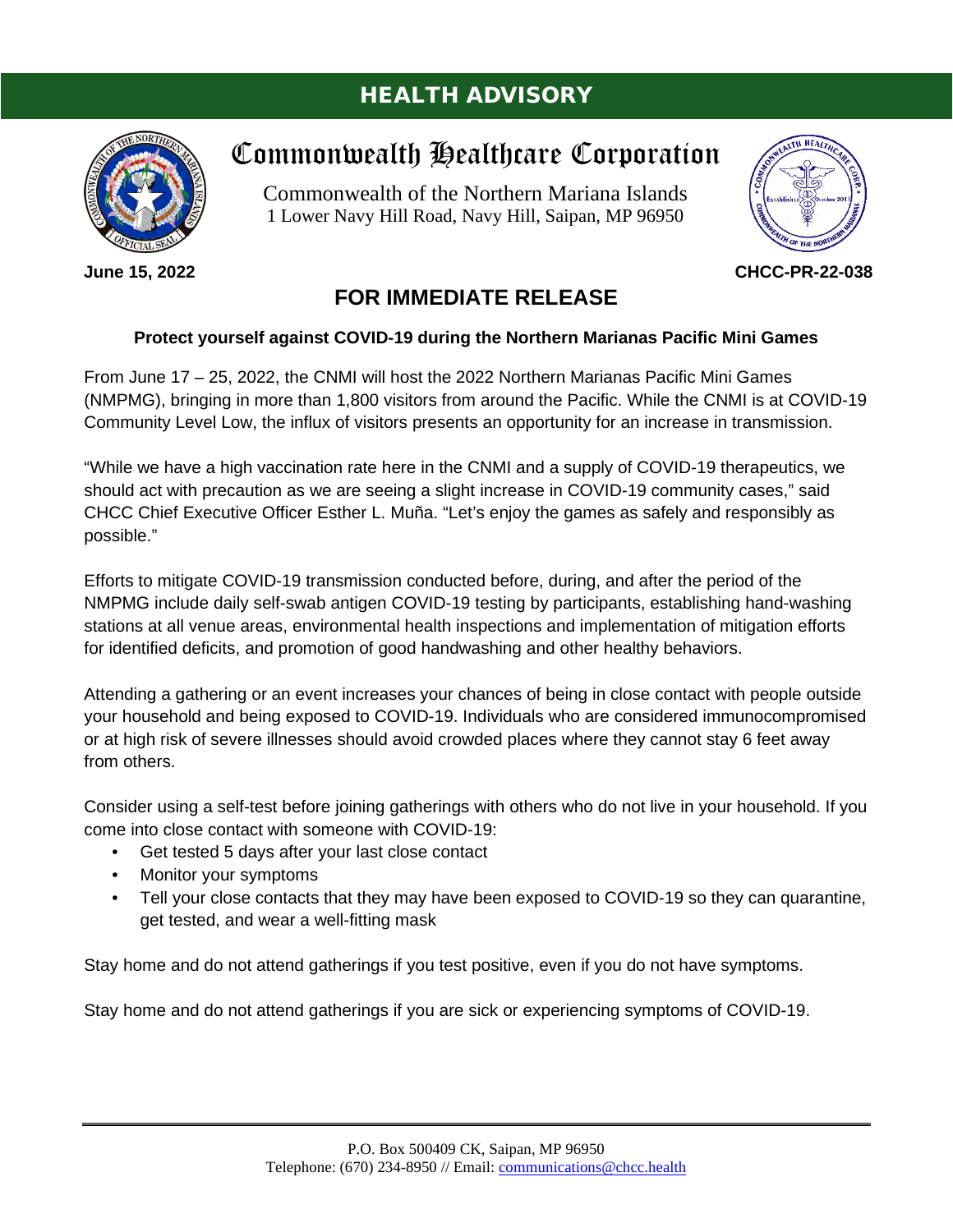# HEALTH ADVISORY

## Commonwealth Healthcare Corporation

Commonwealth of the Northern Mariana Islands
1 Lower Navy Hill Road, Navy Hill, Saipan, MP 96950

**June 15, 2022** **CHCC-PR-22-038**

## FOR IMMEDIATE RELEASE

**Protect yourself against COVID-19 during the Northern Marianas Pacific Mini Games**

From June 17 – 25, 2022, the CNMI will host the 2022 Northern Marianas Pacific Mini Games (NMPMG), bringing in more than 1,800 visitors from around the Pacific. While the CNMI is at COVID-19 Community Level Low, the influx of visitors presents an opportunity for an increase in transmission.

"While we have a high vaccination rate here in the CNMI and a supply of COVID-19 therapeutics, we should act with precaution as we are seeing a slight increase in COVID-19 community cases," said CHCC Chief Executive Officer Esther L. Muña. "Let's enjoy the games as safely and responsibly as possible."

Efforts to mitigate COVID-19 transmission conducted before, during, and after the period of the NMPMG include daily self-swab antigen COVID-19 testing by participants, establishing hand-washing stations at all venue areas, environmental health inspections and implementation of mitigation efforts for identified deficits, and promotion of good handwashing and other healthy behaviors.

Attending a gathering or an event increases your chances of being in close contact with people outside your household and being exposed to COVID-19. Individuals who are considered immunocompromised or at high risk of severe illnesses should avoid crowded places where they cannot stay 6 feet away from others.

Consider using a self-test before joining gatherings with others who do not live in your household. If you come into close contact with someone with COVID-19:

- Get tested 5 days after your last close contact
- Monitor your symptoms
- Tell your close contacts that they may have been exposed to COVID-19 so they can quarantine, get tested, and wear a well-fitting mask

Stay home and do not attend gatherings if you test positive, even if you do not have symptoms.

Stay home and do not attend gatherings if you are sick or experiencing symptoms of COVID-19.

P.O. Box 500409 CK, Saipan, MP 96950
Telephone: (670) 234-8950 // Email: communications@chcc.health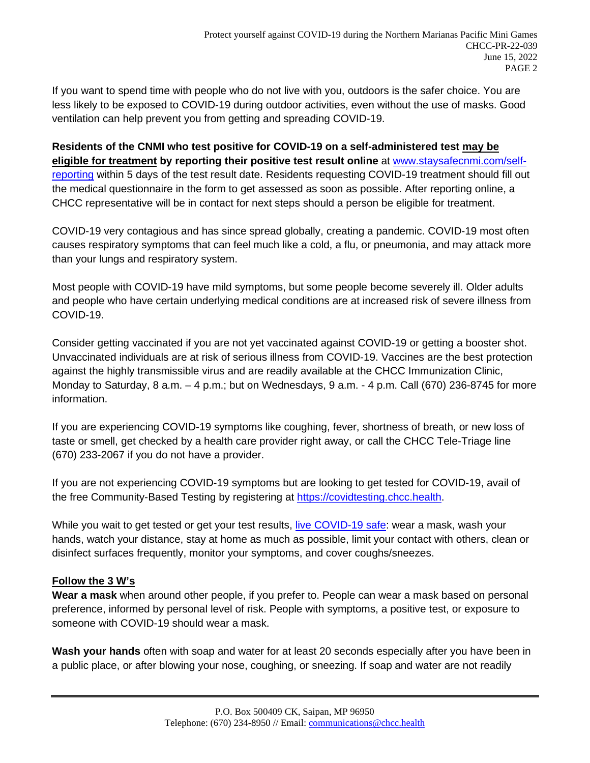If you want to spend time with people who do not live with you, outdoors is the safer choice. You are less likely to be exposed to COVID-19 during outdoor activities, even without the use of masks. Good ventilation can help prevent you from getting and spreading COVID-19.

**Residents of the CNMI who test positive for COVID-19 on a self-administered test <u>may be eligible for treatment</u> by reporting their positive test result online** at [www.staysafecnmi.com/self-reporting](www.staysafecnmi.com/self-reporting) within 5 days of the test result date. Residents requesting COVID-19 treatment should fill out the medical questionnaire in the form to get assessed as soon as possible. After reporting online, a CHCC representative will be in contact for next steps should a person be eligible for treatment.

COVID-19 very contagious and has since spread globally, creating a pandemic. COVID-19 most often causes respiratory symptoms that can feel much like a cold, a flu, or pneumonia, and may attack more than your lungs and respiratory system.

Most people with COVID-19 have mild symptoms, but some people become severely ill. Older adults and people who have certain underlying medical conditions are at increased risk of severe illness from COVID-19.

Consider getting vaccinated if you are not yet vaccinated against COVID-19 or getting a booster shot. Unvaccinated individuals are at risk of serious illness from COVID-19. Vaccines are the best protection against the highly transmissible virus and are readily available at the CHCC Immunization Clinic, Monday to Saturday, 8 a.m. – 4 p.m.; but on Wednesdays, 9 a.m. - 4 p.m. Call (670) 236-8745 for more information.

If you are experiencing COVID-19 symptoms like coughing, fever, shortness of breath, or new loss of taste or smell, get checked by a health care provider right away, or call the CHCC Tele-Triage line (670) 233-2067 if you do not have a provider.

If you are not experiencing COVID-19 symptoms but are looking to get tested for COVID-19, avail of the free Community-Based Testing by registering at [https://covidtesting.chcc.health](https://covidtesting.chcc.health).

While you wait to get tested or get your test results, live COVID-19 safe: wear a mask, wash your hands, watch your distance, stay at home as much as possible, limit your contact with others, clean or disinfect surfaces frequently, monitor your symptoms, and cover coughs/sneezes.

**<u>Follow the 3 W's</u>**

**Wear a mask** when around other people, if you prefer to. People can wear a mask based on personal preference, informed by personal level of risk. People with symptoms, a positive test, or exposure to someone with COVID-19 should wear a mask.

**Wash your hands** often with soap and water for at least 20 seconds especially after you have been in a public place, or after blowing your nose, coughing, or sneezing. If soap and water are not readily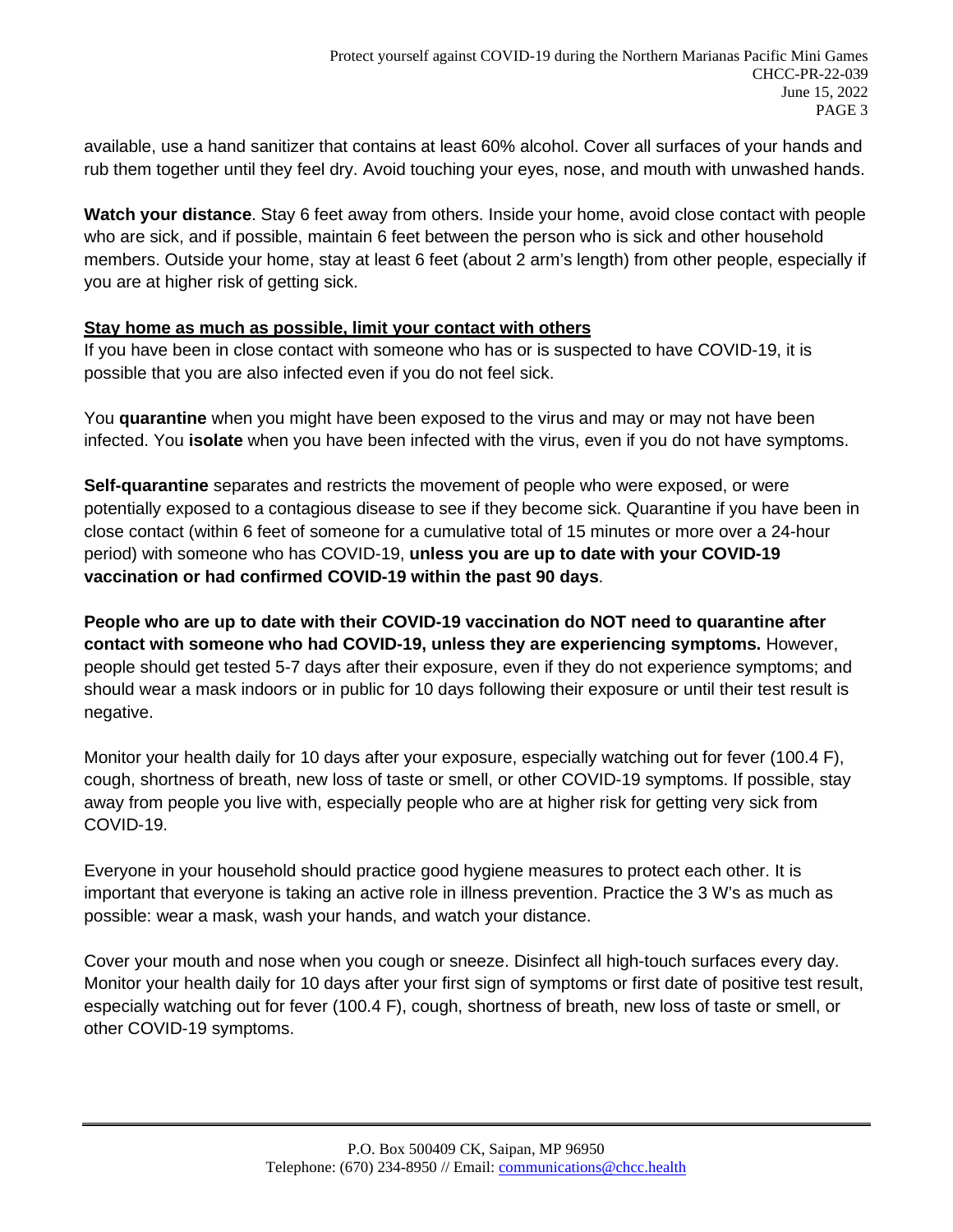available, use a hand sanitizer that contains at least 60% alcohol. Cover all surfaces of your hands and rub them together until they feel dry. Avoid touching your eyes, nose, and mouth with unwashed hands.

**Watch your distance**. Stay 6 feet away from others. Inside your home, avoid close contact with people who are sick, and if possible, maintain 6 feet between the person who is sick and other household members. Outside your home, stay at least 6 feet (about 2 arm's length) from other people, especially if you are at higher risk of getting sick.

**Stay home as much as possible, limit your contact with others**

If you have been in close contact with someone who has or is suspected to have COVID-19, it is possible that you are also infected even if you do not feel sick.

You **quarantine** when you might have been exposed to the virus and may or may not have been infected. You **isolate** when you have been infected with the virus, even if you do not have symptoms.

**Self-quarantine** separates and restricts the movement of people who were exposed, or were potentially exposed to a contagious disease to see if they become sick. Quarantine if you have been in close contact (within 6 feet of someone for a cumulative total of 15 minutes or more over a 24-hour period) with someone who has COVID-19, **unless you are up to date with your COVID-19 vaccination or had confirmed COVID-19 within the past 90 days**.

**People who are up to date with their COVID-19 vaccination do NOT need to quarantine after contact with someone who had COVID-19, unless they are experiencing symptoms.** However, people should get tested 5-7 days after their exposure, even if they do not experience symptoms; and should wear a mask indoors or in public for 10 days following their exposure or until their test result is negative.

Monitor your health daily for 10 days after your exposure, especially watching out for fever (100.4 F), cough, shortness of breath, new loss of taste or smell, or other COVID-19 symptoms. If possible, stay away from people you live with, especially people who are at higher risk for getting very sick from COVID-19.

Everyone in your household should practice good hygiene measures to protect each other. It is important that everyone is taking an active role in illness prevention. Practice the 3 W's as much as possible: wear a mask, wash your hands, and watch your distance.

Cover your mouth and nose when you cough or sneeze. Disinfect all high-touch surfaces every day. Monitor your health daily for 10 days after your first sign of symptoms or first date of positive test result, especially watching out for fever (100.4 F), cough, shortness of breath, new loss of taste or smell, or other COVID-19 symptoms.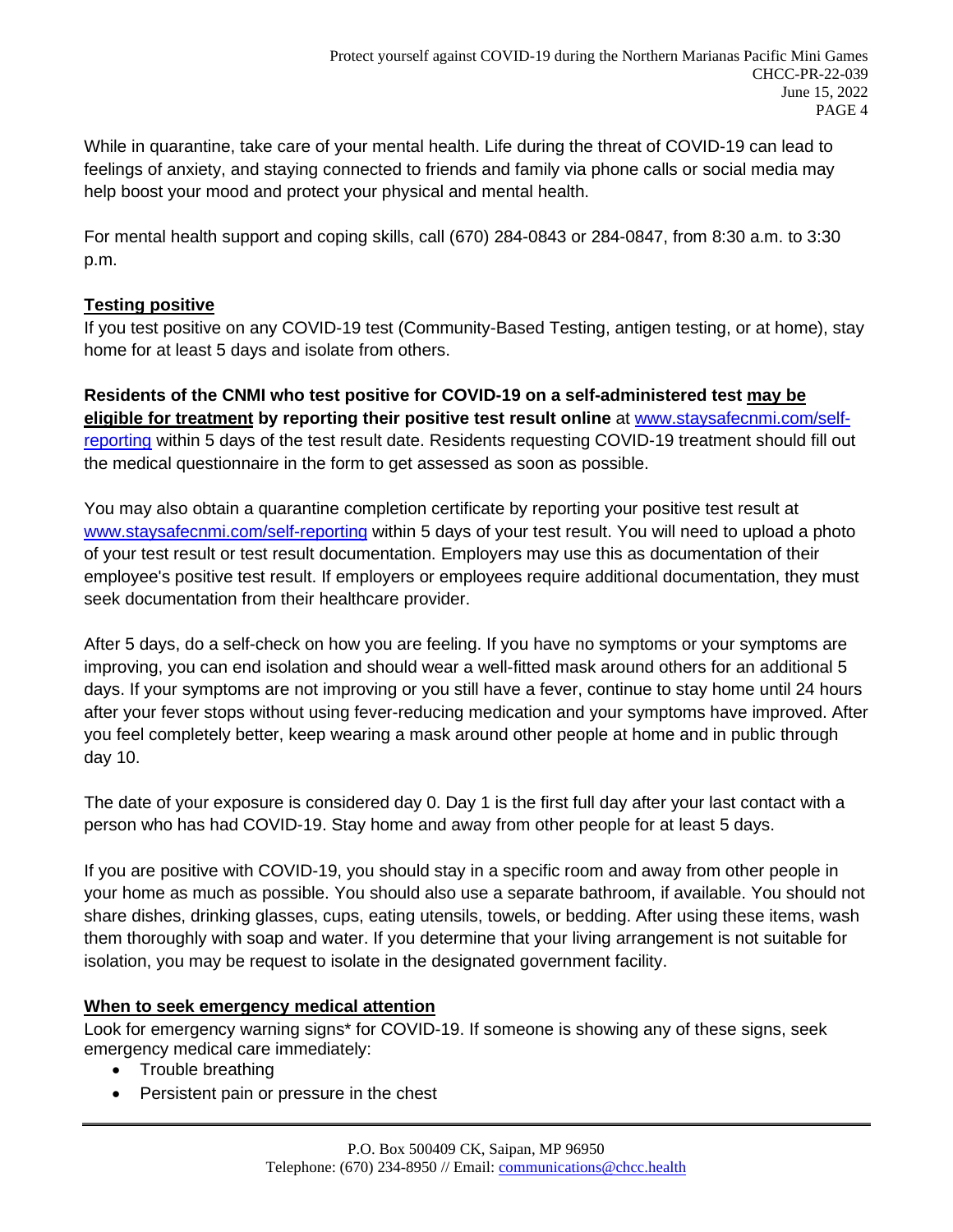While in quarantine, take care of your mental health. Life during the threat of COVID-19 can lead to feelings of anxiety, and staying connected to friends and family via phone calls or social media may help boost your mood and protect your physical and mental health.

For mental health support and coping skills, call (670) 284-0843 or 284-0847, from 8:30 a.m. to 3:30 p.m.

## Testing positive

If you test positive on any COVID-19 test (Community-Based Testing, antigen testing, or at home), stay home for at least 5 days and isolate from others.

**Residents of the CNMI who test positive for COVID-19 on a self-administered test may be eligible for treatment by reporting their positive test result online** at [www.staysafecnmi.com/self-reporting](www.staysafecnmi.com/self-reporting) within 5 days of the test result date. Residents requesting COVID-19 treatment should fill out the medical questionnaire in the form to get assessed as soon as possible.

You may also obtain a quarantine completion certificate by reporting your positive test result at [www.staysafecnmi.com/self-reporting](www.staysafecnmi.com/self-reporting) within 5 days of your test result. You will need to upload a photo of your test result or test result documentation. Employers may use this as documentation of their employee's positive test result. If employers or employees require additional documentation, they must seek documentation from their healthcare provider.

After 5 days, do a self-check on how you are feeling. If you have no symptoms or your symptoms are improving, you can end isolation and should wear a well-fitted mask around others for an additional 5 days. If your symptoms are not improving or you still have a fever, continue to stay home until 24 hours after your fever stops without using fever-reducing medication and your symptoms have improved. After you feel completely better, keep wearing a mask around other people at home and in public through day 10.

The date of your exposure is considered day 0. Day 1 is the first full day after your last contact with a person who has had COVID-19. Stay home and away from other people for at least 5 days.

If you are positive with COVID-19, you should stay in a specific room and away from other people in your home as much as possible. You should also use a separate bathroom, if available. You should not share dishes, drinking glasses, cups, eating utensils, towels, or bedding. After using these items, wash them thoroughly with soap and water. If you determine that your living arrangement is not suitable for isolation, you may be request to isolate in the designated government facility.

## When to seek emergency medical attention

Look for emergency warning signs* for COVID-19. If someone is showing any of these signs, seek emergency medical care immediately:

- Trouble breathing
- Persistent pain or pressure in the chest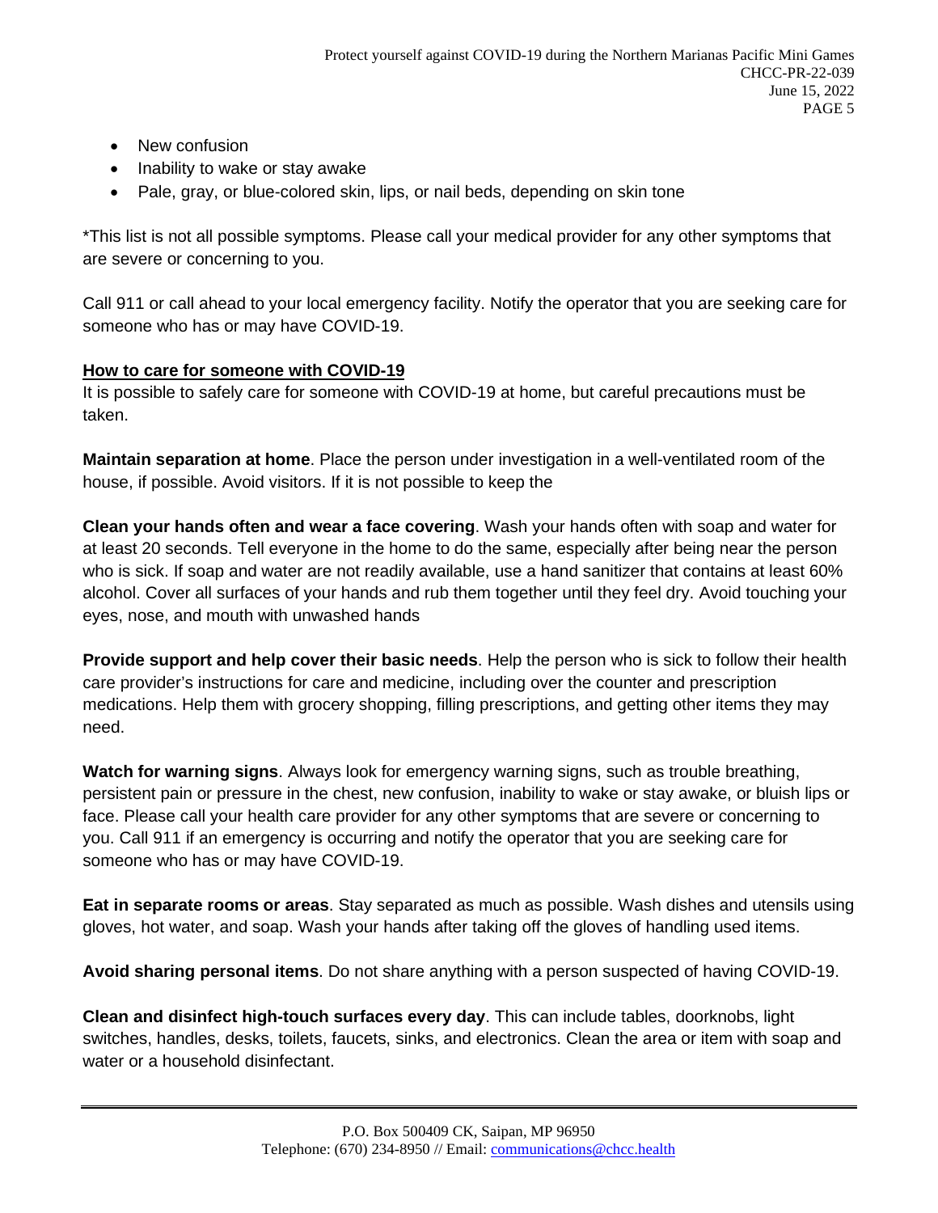- New confusion
- Inability to wake or stay awake
- Pale, gray, or blue-colored skin, lips, or nail beds, depending on skin tone

*This list is not all possible symptoms. Please call your medical provider for any other symptoms that are severe or concerning to you.

Call 911 or call ahead to your local emergency facility. Notify the operator that you are seeking care for someone who has or may have COVID-19.

**How to care for someone with COVID-19**

It is possible to safely care for someone with COVID-19 at home, but careful precautions must be taken.

**Maintain separation at home**. Place the person under investigation in a well-ventilated room of the house, if possible. Avoid visitors. If it is not possible to keep the

**Clean your hands often and wear a face covering**. Wash your hands often with soap and water for at least 20 seconds. Tell everyone in the home to do the same, especially after being near the person who is sick. If soap and water are not readily available, use a hand sanitizer that contains at least 60% alcohol. Cover all surfaces of your hands and rub them together until they feel dry. Avoid touching your eyes, nose, and mouth with unwashed hands

**Provide support and help cover their basic needs**. Help the person who is sick to follow their health care provider's instructions for care and medicine, including over the counter and prescription medications. Help them with grocery shopping, filling prescriptions, and getting other items they may need.

**Watch for warning signs**. Always look for emergency warning signs, such as trouble breathing, persistent pain or pressure in the chest, new confusion, inability to wake or stay awake, or bluish lips or face. Please call your health care provider for any other symptoms that are severe or concerning to you. Call 911 if an emergency is occurring and notify the operator that you are seeking care for someone who has or may have COVID-19.

**Eat in separate rooms or areas**. Stay separated as much as possible. Wash dishes and utensils using gloves, hot water, and soap. Wash your hands after taking off the gloves of handling used items.

**Avoid sharing personal items**. Do not share anything with a person suspected of having COVID-19.

**Clean and disinfect high-touch surfaces every day**. This can include tables, doorknobs, light switches, handles, desks, toilets, faucets, sinks, and electronics. Clean the area or item with soap and water or a household disinfectant.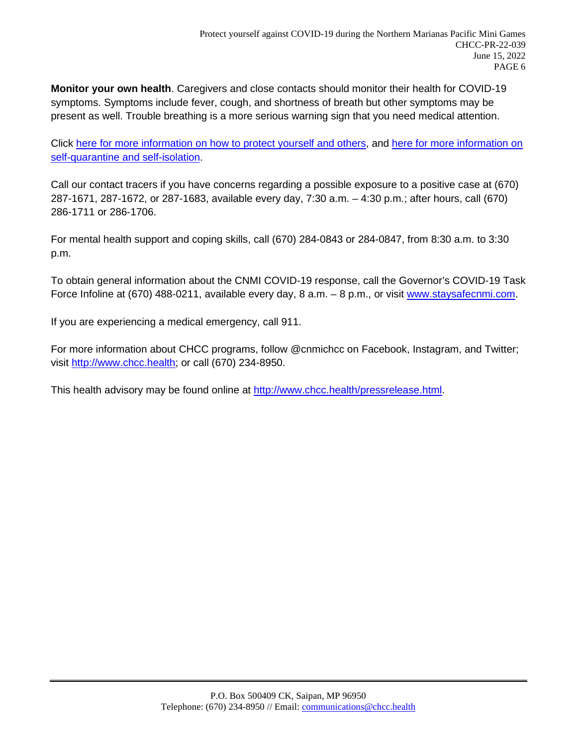**Monitor your own health**. Caregivers and close contacts should monitor their health for COVID-19 symptoms. Symptoms include fever, cough, and shortness of breath but other symptoms may be present as well. Trouble breathing is a more serious warning sign that you need medical attention.

Click here for more information on how to protect yourself and others, and here for more information on self-quarantine and self-isolation.

Call our contact tracers if you have concerns regarding a possible exposure to a positive case at (670) 287-1671, 287-1672, or 287-1683, available every day, 7:30 a.m. – 4:30 p.m.; after hours, call (670) 286-1711 or 286-1706.

For mental health support and coping skills, call (670) 284-0843 or 284-0847, from 8:30 a.m. to 3:30 p.m.

To obtain general information about the CNMI COVID-19 response, call the Governor's COVID-19 Task Force Infoline at (670) 488-0211, available every day, 8 a.m. – 8 p.m., or visit www.staysafecnmi.com.

If you are experiencing a medical emergency, call 911.

For more information about CHCC programs, follow @cnmichcc on Facebook, Instagram, and Twitter; visit http://www.chcc.health; or call (670) 234-8950.

This health advisory may be found online at http://www.chcc.health/pressrelease.html.

P.O. Box 500409 CK, Saipan, MP 96950
Telephone: (670) 234-8950 // Email: communications@chcc.health